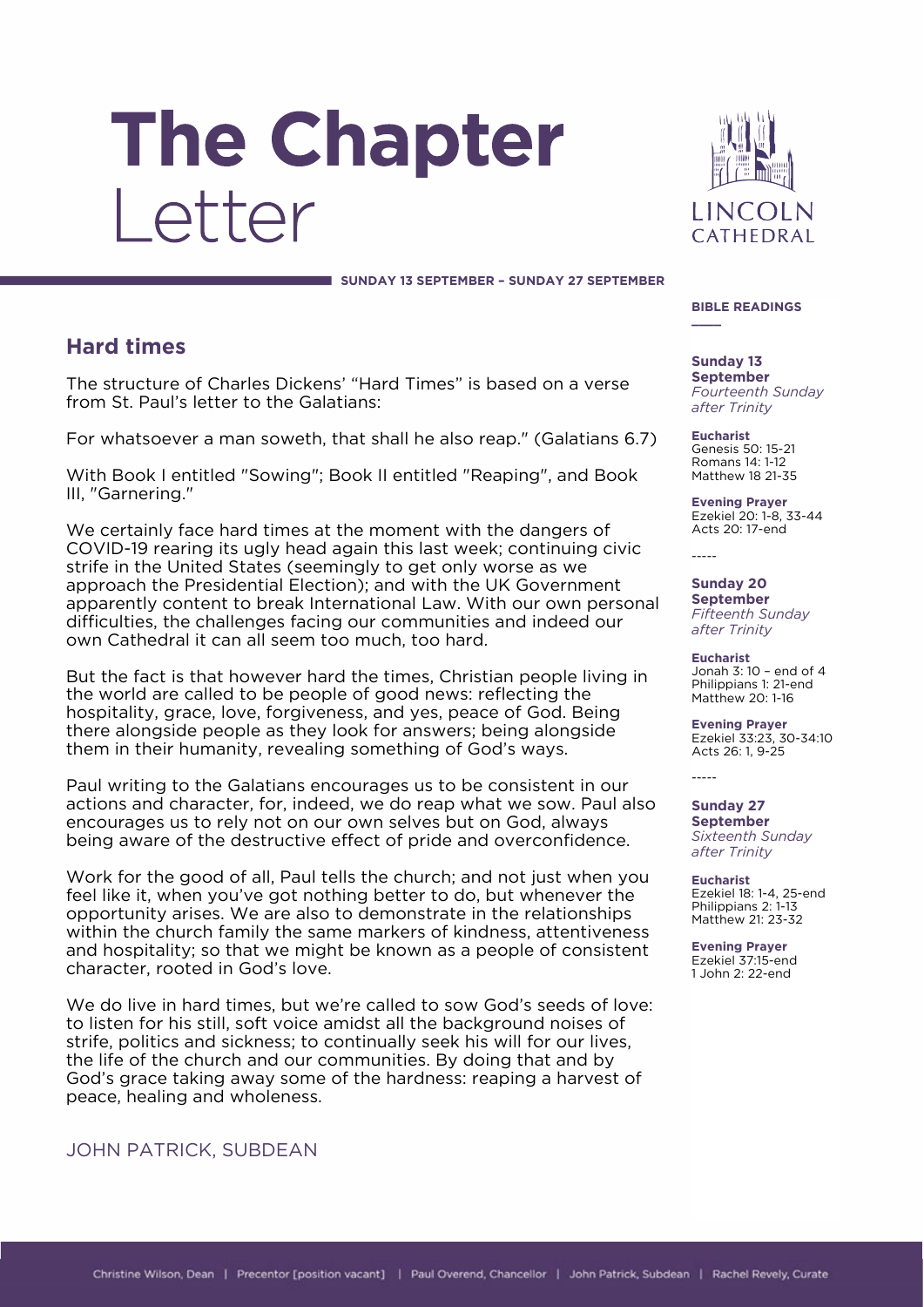# The Chapter Letter

LINCOLN CATHEDRAL

**SUNDAY 13 SEPTEMBER – SUNDAY 27 SEPTEMBER**

## Hard times

The structure of Charles Dickens' "Hard Times" is based on a verse from St. Paul's letter to the Galatians:

For whatsoever a man soweth, that shall he also reap." (Galatians 6.7)

With Book I entitled "Sowing"; Book II entitled "Reaping", and Book III, "Garnering."

We certainly face hard times at the moment with the dangers of COVID-19 rearing its ugly head again this last week; continuing civic strife in the United States (seemingly to get only worse as we approach the Presidential Election); and with the UK Government apparently content to break International Law. With our own personal difficulties, the challenges facing our communities and indeed our own Cathedral it can all seem too much, too hard.

But the fact is that however hard the times, Christian people living in the world are called to be people of good news: reflecting the hospitality, grace, love, forgiveness, and yes, peace of God. Being there alongside people as they look for answers; being alongside them in their humanity, revealing something of God's ways.

Paul writing to the Galatians encourages us to be consistent in our actions and character, for, indeed, we do reap what we sow. Paul also encourages us to rely not on our own selves but on God, always being aware of the destructive effect of pride and overconfidence.

Work for the good of all, Paul tells the church; and not just when you feel like it, when you've got nothing better to do, but whenever the opportunity arises. We are also to demonstrate in the relationships within the church family the same markers of kindness, attentiveness and hospitality; so that we might be known as a people of consistent character, rooted in God's love.

We do live in hard times, but we're called to sow God's seeds of love: to listen for his still, soft voice amidst all the background noises of strife, politics and sickness; to continually seek his will for our lives, the life of the church and our communities. By doing that and by God's grace taking away some of the hardness: reaping a harvest of peace, healing and wholeness.

JOHN PATRICK, SUBDEAN

### BIBLE READINGS

**Sunday 13 September**
*Fourteenth Sunday after Trinity*

**Eucharist**
Genesis 50: 15-21
Romans 14: 1-12
Matthew 18 21-35

**Evening Prayer**
Ezekiel 20: 1-8, 33-44
Acts 20: 17-end

-----

**Sunday 20 September**
*Fifteenth Sunday after Trinity*

**Eucharist**
Jonah 3: 10 – end of 4
Philippians 1: 21-end
Matthew 20: 1-16

**Evening Prayer**
Ezekiel 33:23, 30-34:10
Acts 26: 1, 9-25

-----

**Sunday 27 September**
*Sixteenth Sunday after Trinity*

**Eucharist**
Ezekiel 18: 1-4, 25-end
Philippians 2: 1-13
Matthew 21: 23-32

**Evening Prayer**
Ezekiel 37:15-end
1 John 2: 22-end

Christine Wilson, Dean | Precentor [position vacant] | Paul Overend, Chancellor | John Patrick, Subdean | Rachel Revely, Curate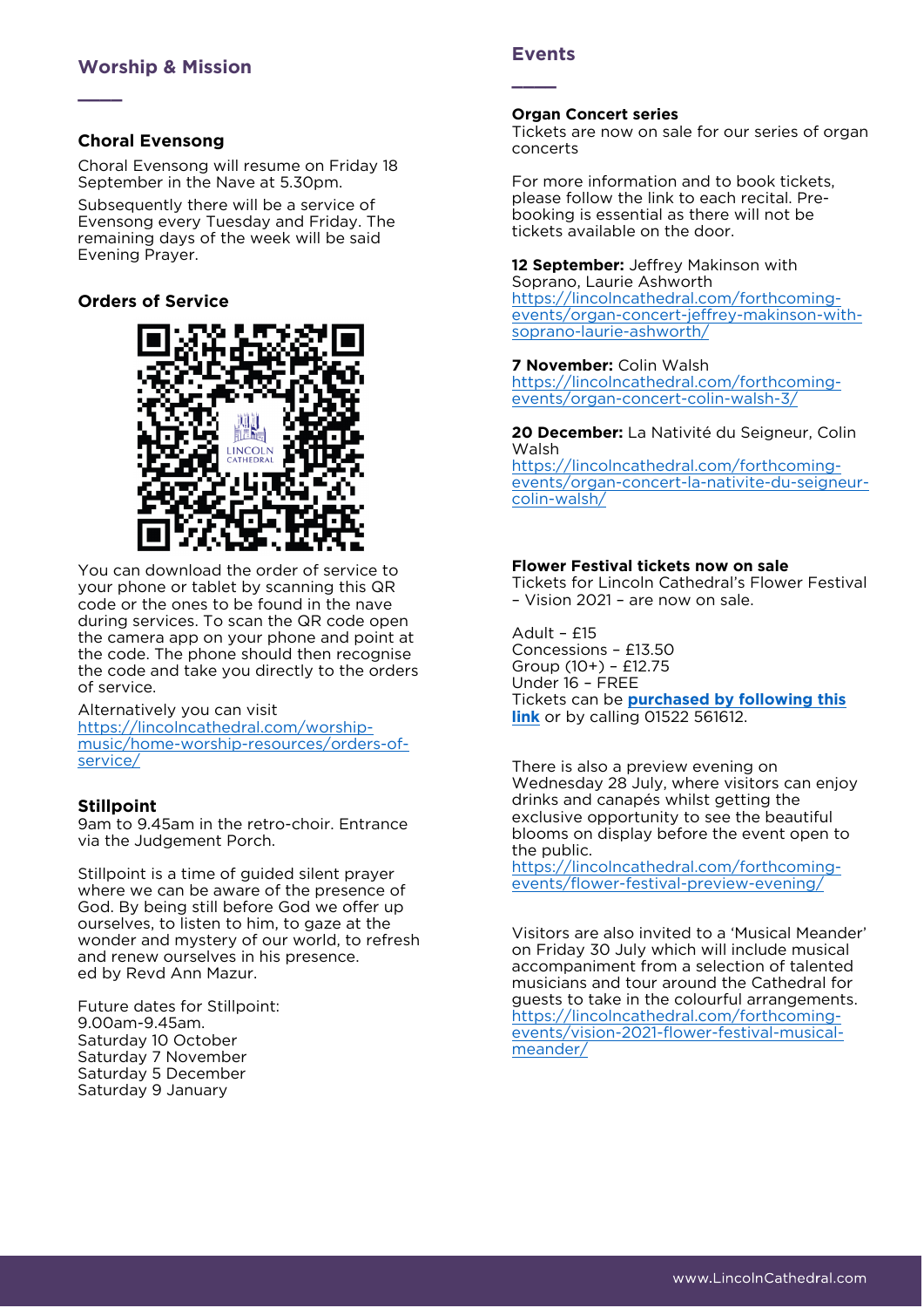## Worship & Mission

### Choral Evensong

Choral Evensong will resume on Friday 18 September in the Nave at 5.30pm.

Subsequently there will be a service of Evensong every Tuesday and Friday. The remaining days of the week will be said Evening Prayer.

### Orders of Service

You can download the order of service to your phone or tablet by scanning this QR code or the ones to be found in the nave during services. To scan the QR code open the camera app on your phone and point at the code. The phone should then recognise the code and take you directly to the orders of service.

Alternatively you can visit https://lincolncathedral.com/worship-music/home-worship-resources/orders-of-service/

### Stillpoint

9am to 9.45am in the retro-choir. Entrance via the Judgement Porch.

Stillpoint is a time of guided silent prayer where we can be aware of the presence of God. By being still before God we offer up ourselves, to listen to him, to gaze at the wonder and mystery of our world, to refresh and renew ourselves in his presence. ed by Revd Ann Mazur.

Future dates for Stillpoint:
9.00am-9.45am.
Saturday 10 October
Saturday 7 November
Saturday 5 December
Saturday 9 January

## Events

### Organ Concert series

Tickets are now on sale for our series of organ concerts

For more information and to book tickets, please follow the link to each recital. Pre-booking is essential as there will not be tickets available on the door.

**12 September:** Jeffrey Makinson with Soprano, Laurie Ashworth
https://lincolncathedral.com/forthcoming-events/organ-concert-jeffrey-makinson-with-soprano-laurie-ashworth/

**7 November:** Colin Walsh
https://lincolncathedral.com/forthcoming-events/organ-concert-colin-walsh-3/

**20 December:** La Nativité du Seigneur, Colin Walsh
https://lincolncathedral.com/forthcoming-events/organ-concert-la-nativite-du-seigneur-colin-walsh/

### Flower Festival tickets now on sale

Tickets for Lincoln Cathedral's Flower Festival – Vision 2021 – are now on sale.

Adult – £15
Concessions – £13.50
Group (10+) – £12.75
Under 16 – FREE
Tickets can be **purchased by following this link** or by calling 01522 561612.

There is also a preview evening on Wednesday 28 July, where visitors can enjoy drinks and canapés whilst getting the exclusive opportunity to see the beautiful blooms on display before the event open to the public.
https://lincolncathedral.com/forthcoming-events/flower-festival-preview-evening/

Visitors are also invited to a 'Musical Meander' on Friday 30 July which will include musical accompaniment from a selection of talented musicians and tour around the Cathedral for guests to take in the colourful arrangements.
https://lincolncathedral.com/forthcoming-events/vision-2021-flower-festival-musical-meander/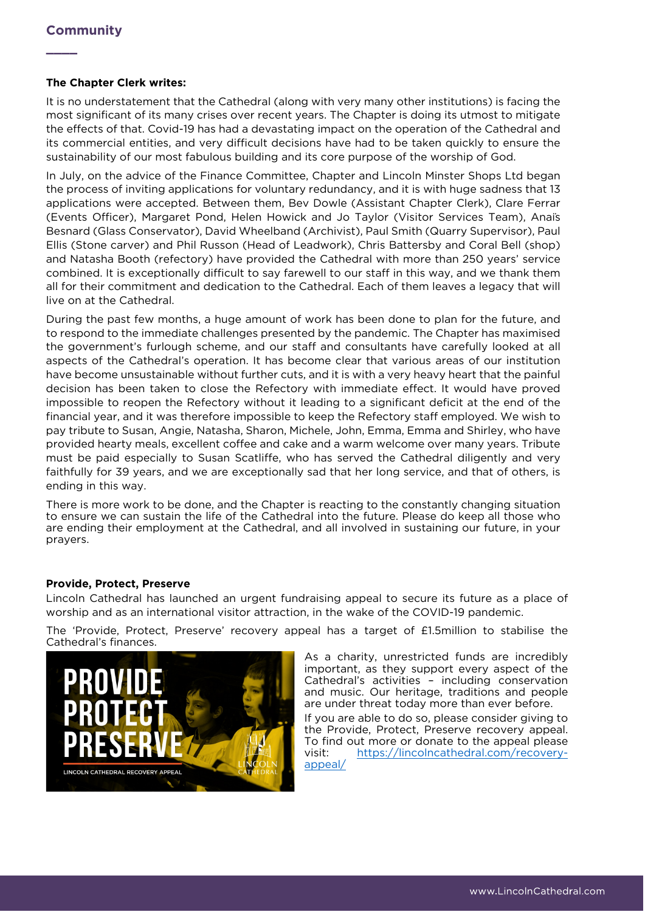## Community

### The Chapter Clerk writes:

It is no understatement that the Cathedral (along with very many other institutions) is facing the most significant of its many crises over recent years. The Chapter is doing its utmost to mitigate the effects of that. Covid-19 has had a devastating impact on the operation of the Cathedral and its commercial entities, and very difficult decisions have had to be taken quickly to ensure the sustainability of our most fabulous building and its core purpose of the worship of God.

In July, on the advice of the Finance Committee, Chapter and Lincoln Minster Shops Ltd began the process of inviting applications for voluntary redundancy, and it is with huge sadness that 13 applications were accepted. Between them, Bev Dowle (Assistant Chapter Clerk), Clare Ferrar (Events Officer), Margaret Pond, Helen Howick and Jo Taylor (Visitor Services Team), Anaïs Besnard (Glass Conservator), David Wheelband (Archivist), Paul Smith (Quarry Supervisor), Paul Ellis (Stone carver) and Phil Russon (Head of Leadwork), Chris Battersby and Coral Bell (shop) and Natasha Booth (refectory) have provided the Cathedral with more than 250 years' service combined. It is exceptionally difficult to say farewell to our staff in this way, and we thank them all for their commitment and dedication to the Cathedral. Each of them leaves a legacy that will live on at the Cathedral.

During the past few months, a huge amount of work has been done to plan for the future, and to respond to the immediate challenges presented by the pandemic. The Chapter has maximised the government's furlough scheme, and our staff and consultants have carefully looked at all aspects of the Cathedral's operation. It has become clear that various areas of our institution have become unsustainable without further cuts, and it is with a very heavy heart that the painful decision has been taken to close the Refectory with immediate effect. It would have proved impossible to reopen the Refectory without it leading to a significant deficit at the end of the financial year, and it was therefore impossible to keep the Refectory staff employed. We wish to pay tribute to Susan, Angie, Natasha, Sharon, Michele, John, Emma, Emma and Shirley, who have provided hearty meals, excellent coffee and cake and a warm welcome over many years. Tribute must be paid especially to Susan Scatliffe, who has served the Cathedral diligently and very faithfully for 39 years, and we are exceptionally sad that her long service, and that of others, is ending in this way.

There is more work to be done, and the Chapter is reacting to the constantly changing situation to ensure we can sustain the life of the Cathedral into the future. Please do keep all those who are ending their employment at the Cathedral, and all involved in sustaining our future, in your prayers.

### Provide, Protect, Preserve

Lincoln Cathedral has launched an urgent fundraising appeal to secure its future as a place of worship and as an international visitor attraction, in the wake of the COVID-19 pandemic.

The 'Provide, Protect, Preserve' recovery appeal has a target of £1.5million to stabilise the Cathedral's finances.

PROVIDE
PROTECT
PRESERVE
LINCOLN CATHEDRAL RECOVERY APPEAL
LINCOLN CATHEDRAL

As a charity, unrestricted funds are incredibly important, as they support every aspect of the Cathedral's activities – including conservation and music. Our heritage, traditions and people are under threat today more than ever before.

If you are able to do so, please consider giving to the Provide, Protect, Preserve recovery appeal. To find out more or donate to the appeal please visit: https://lincolncathedral.com/recovery-appeal/